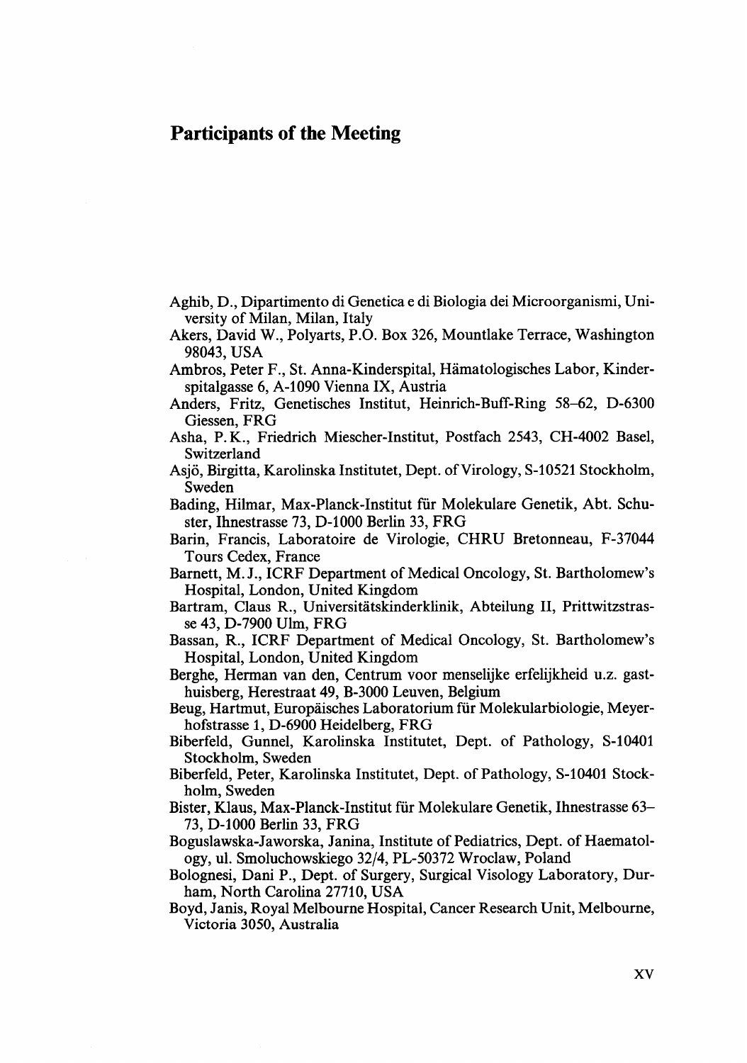## Participants of the Meeting

Aghib, D., Dipartimento di Genetica e di Biologia dei Microorganismi, University of Milan, Milan, Italy

Akers, David W., Polyarts, P.O. Box 326, Mountlake Terrace, Washington 98043, USA

Ambros, Peter F., St. Anna-Kinderspital, Hämatologisches Labor, Kinderspitalgasse 6, A-1090 Vienna IX, Austria

Anders, Fritz, Genetisches Institut, Heinrich-Buff-Ring 58–62, D-6300 Giessen, FRG

Asha, P.K., Friedrich Miescher-Institut, Postfach 2543, CH-4002 Basel, Switzerland

Asjö, Birgitta, Karolinska Institutet, Dept. of Virology, S-10521 Stockholm, Sweden

Bading, Hilmar, Max-Planck-Institut für Molekulare Genetik, Abt. Schuster, Ihnestrasse 73, D-1000 Berlin 33, FRG

Barin, Francis, Laboratoire de Virologie, CHRU Bretonneau, F-37044 Tours Cedex, France

Barnett, M.J., ICRF Department of Medical Oncology, St. Bartholomew's Hospital, London, United Kingdom

Bartram, Claus R., Universitätskinderklinik, Abteilung II, Prittwitzstrasse 43, D-7900 Ulm, FRG

Bassan, R., ICRF Department of Medical Oncology, St. Bartholomew's Hospital, London, United Kingdom

Berghe, Herman van den, Centrum voor menselijke erfelijkheid u.z. gasthuisberg, Herestraat 49, B-3000 Leuven, Belgium

Beug, Hartmut, Europäisches Laboratorium für Molekularbiologie, Meyerhofstrasse 1, D-6900 Heidelberg, FRG

Biberfeld, Gunnel, Karolinska Institutet, Dept. of Pathology, S-10401 Stockholm, Sweden

Biberfeld, Peter, Karolinska Institutet, Dept. of Pathology, S-10401 Stockholm, Sweden

Bister, Klaus, Max-Planck-Institut für Molekulare Genetik, Ihnestrasse 63–73, D-1000 Berlin 33, FRG

Boguslawska-Jaworska, Janina, Institute of Pediatrics, Dept. of Haematology, ul. Smoluchowskiego 32/4, PL-50372 Wroclaw, Poland

Bolognesi, Dani P., Dept. of Surgery, Surgical Visology Laboratory, Durham, North Carolina 27710, USA

Boyd, Janis, Royal Melbourne Hospital, Cancer Research Unit, Melbourne, Victoria 3050, Australia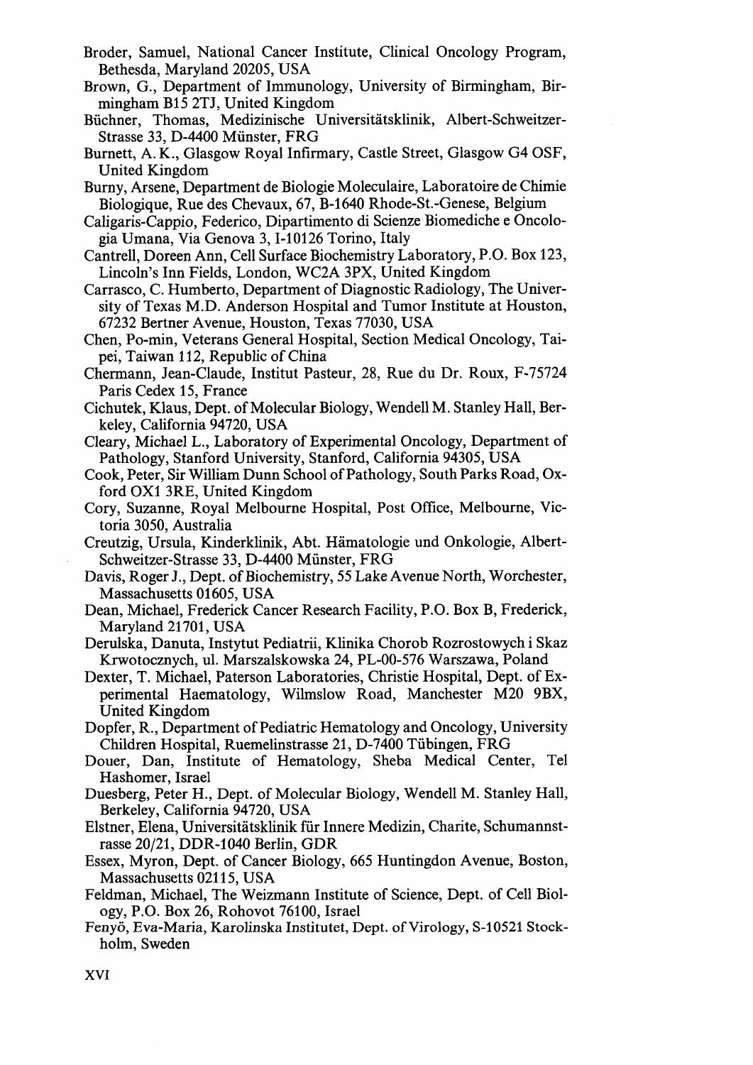Broder, Samuel, National Cancer Institute, Clinical Oncology Program, Bethesda, Maryland 20205, USA

Brown, G., Department of Immunology, University of Birmingham, Birmingham B15 2TJ, United Kingdom

Büchner, Thomas, Medizinische Universitätsklinik, Albert-Schweitzer-Strasse 33, D-4400 Münster, FRG

Burnett, A. K., Glasgow Royal Infirmary, Castle Street, Glasgow G4 OSF, United Kingdom

Burny, Arsene, Department de Biologie Moleculaire, Laboratoire de Chimie Biologique, Rue des Chevaux, 67, B-1640 Rhode-St.-Genese, Belgium

Caligaris-Cappio, Federico, Dipartimento di Scienze Biomediche e Oncologia Umana, Via Genova 3, I-10126 Torino, Italy

Cantrell, Doreen Ann, Cell Surface Biochemistry Laboratory, P.O. Box 123, Lincoln's Inn Fields, London, WC2A 3PX, United Kingdom

Carrasco, C. Humberto, Department of Diagnostic Radiology, The University of Texas M.D. Anderson Hospital and Tumor Institute at Houston, 67232 Bertner Avenue, Houston, Texas 77030, USA

Chen, Po-min, Veterans General Hospital, Section Medical Oncology, Taipei, Taiwan 112, Republic of China

Chermann, Jean-Claude, Institut Pasteur, 28, Rue du Dr. Roux, F-75724 Paris Cedex 15, France

Cichutek, Klaus, Dept. of Molecular Biology, Wendell M. Stanley Hall, Berkeley, California 94720, USA

Cleary, Michael L., Laboratory of Experimental Oncology, Department of Pathology, Stanford University, Stanford, California 94305, USA

Cook, Peter, Sir William Dunn School of Pathology, South Parks Road, Oxford OX1 3RE, United Kingdom

Cory, Suzanne, Royal Melbourne Hospital, Post Office, Melbourne, Victoria 3050, Australia

Creutzig, Ursula, Kinderklinik, Abt. Hämatologie und Onkologie, Albert-Schweitzer-Strasse 33, D-4400 Münster, FRG

Davis, Roger J., Dept. of Biochemistry, 55 Lake Avenue North, Worchester, Massachusetts 01605, USA

Dean, Michael, Frederick Cancer Research Facility, P.O. Box B, Frederick, Maryland 21701, USA

Derulska, Danuta, Instytut Pediatrii, Klinika Chorob Rozrostowych i Skaz Krwotocznych, ul. Marszalskowska 24, PL-00-576 Warszawa, Poland

Dexter, T. Michael, Paterson Laboratories, Christie Hospital, Dept. of Experimental Haematology, Wilmslow Road, Manchester M20 9BX, United Kingdom

Dopfer, R., Department of Pediatric Hematology and Oncology, University Children Hospital, Ruemelinstrasse 21, D-7400 Tübingen, FRG

Douer, Dan, Institute of Hematology, Sheba Medical Center, Tel Hashomer, Israel

Duesberg, Peter H., Dept. of Molecular Biology, Wendell M. Stanley Hall, Berkeley, California 94720, USA

Elstner, Elena, Universitätsklinik für Innere Medizin, Charite, Schumannstrasse 20/21, DDR-1040 Berlin, GDR

Essex, Myron, Dept. of Cancer Biology, 665 Huntingdon Avenue, Boston, Massachusetts 02115, USA

Feldman, Michael, The Weizmann Institute of Science, Dept. of Cell Biology, P.O. Box 26, Rohovot 76100, Israel

Fenyö, Eva-Maria, Karolinska Institutet, Dept. of Virology, S-10521 Stockholm, Sweden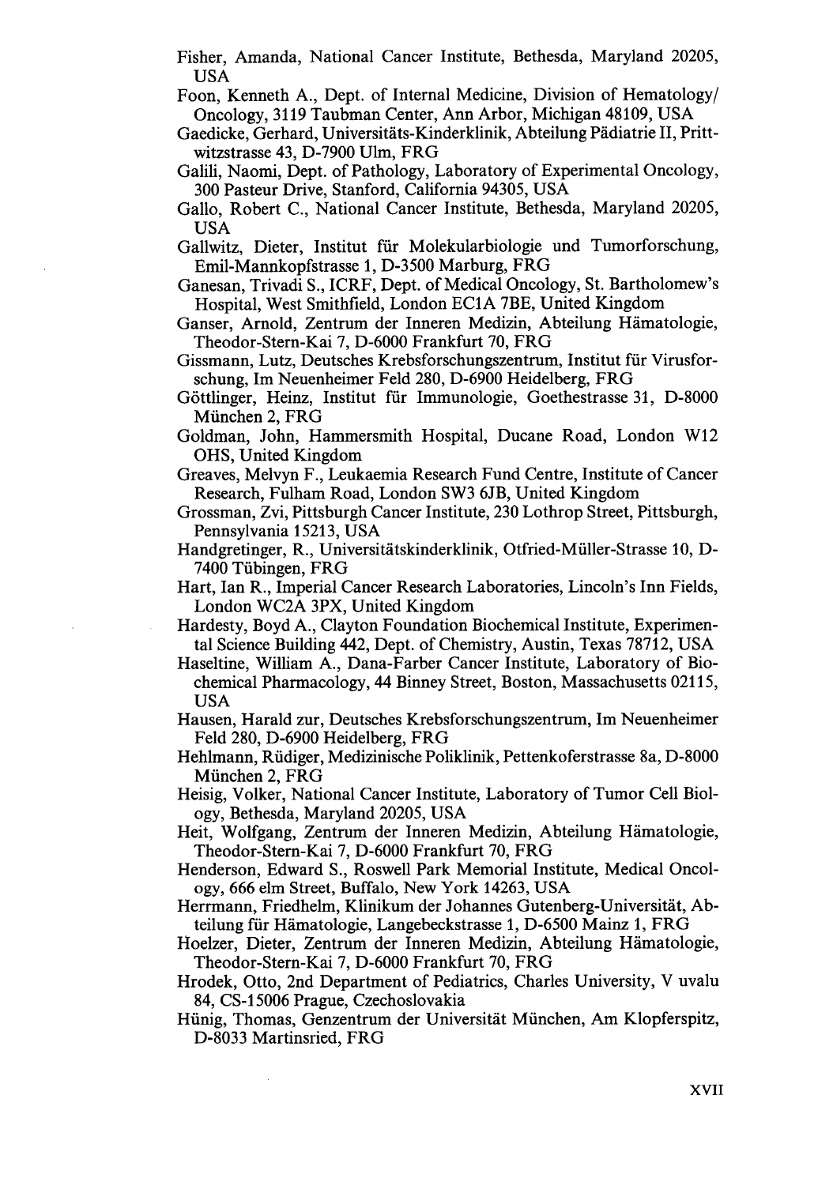Fisher, Amanda, National Cancer Institute, Bethesda, Maryland 20205, USA

Foon, Kenneth A., Dept. of Internal Medicine, Division of Hematology/ Oncology, 3119 Taubman Center, Ann Arbor, Michigan 48109, USA

Gaedicke, Gerhard, Universitäts-Kinderklinik, Abteilung Pädiatrie II, Prittwitzstrasse 43, D-7900 Ulm, FRG

Galili, Naomi, Dept. of Pathology, Laboratory of Experimental Oncology, 300 Pasteur Drive, Stanford, California 94305, USA

Gallo, Robert C., National Cancer Institute, Bethesda, Maryland 20205, USA

Gallwitz, Dieter, Institut für Molekularbiologie und Tumorforschung, Emil-Mannkopfstrasse 1, D-3500 Marburg, FRG

Ganesan, Trivadi S., ICRF, Dept. of Medical Oncology, St. Bartholomew's Hospital, West Smithfield, London EC1A 7BE, United Kingdom

Ganser, Arnold, Zentrum der Inneren Medizin, Abteilung Hämatologie, Theodor-Stern-Kai 7, D-6000 Frankfurt 70, FRG

Gissmann, Lutz, Deutsches Krebsforschungszentrum, Institut für Virusforschung, Im Neuenheimer Feld 280, D-6900 Heidelberg, FRG

Göttlinger, Heinz, Institut für Immunologie, Goethestrasse 31, D-8000 München 2, FRG

Goldman, John, Hammersmith Hospital, Ducane Road, London W12 OHS, United Kingdom

Greaves, Melvyn F., Leukaemia Research Fund Centre, Institute of Cancer Research, Fulham Road, London SW3 6JB, United Kingdom

Grossman, Zvi, Pittsburgh Cancer Institute, 230 Lothrop Street, Pittsburgh, Pennsylvania 15213, USA

Handgretinger, R., Universitätskinderklinik, Otfried-Müller-Strasse 10, D-7400 Tübingen, FRG

Hart, Ian R., Imperial Cancer Research Laboratories, Lincoln's Inn Fields, London WC2A 3PX, United Kingdom

Hardesty, Boyd A., Clayton Foundation Biochemical Institute, Experimental Science Building 442, Dept. of Chemistry, Austin, Texas 78712, USA

Haseltine, William A., Dana-Farber Cancer Institute, Laboratory of Biochemical Pharmacology, 44 Binney Street, Boston, Massachusetts 02115, USA

Hausen, Harald zur, Deutsches Krebsforschungszentrum, Im Neuenheimer Feld 280, D-6900 Heidelberg, FRG

Hehlmann, Rüdiger, Medizinische Poliklinik, Pettenkoferstrasse 8a, D-8000 München 2, FRG

Heisig, Volker, National Cancer Institute, Laboratory of Tumor Cell Biology, Bethesda, Maryland 20205, USA

Heit, Wolfgang, Zentrum der Inneren Medizin, Abteilung Hämatologie, Theodor-Stern-Kai 7, D-6000 Frankfurt 70, FRG

Henderson, Edward S., Roswell Park Memorial Institute, Medical Oncology, 666 elm Street, Buffalo, New York 14263, USA

Herrmann, Friedhelm, Klinikum der Johannes Gutenberg-Universität, Abteilung für Hämatologie, Langebeckstrasse 1, D-6500 Mainz 1, FRG

Hoelzer, Dieter, Zentrum der Inneren Medizin, Abteilung Hämatologie, Theodor-Stern-Kai 7, D-6000 Frankfurt 70, FRG

Hrodek, Otto, 2nd Department of Pediatrics, Charles University, V uvalu 84, CS-15006 Prague, Czechoslovakia

Hünig, Thomas, Genzentrum der Universität München, Am Klopferspitz, D-8033 Martinsried, FRG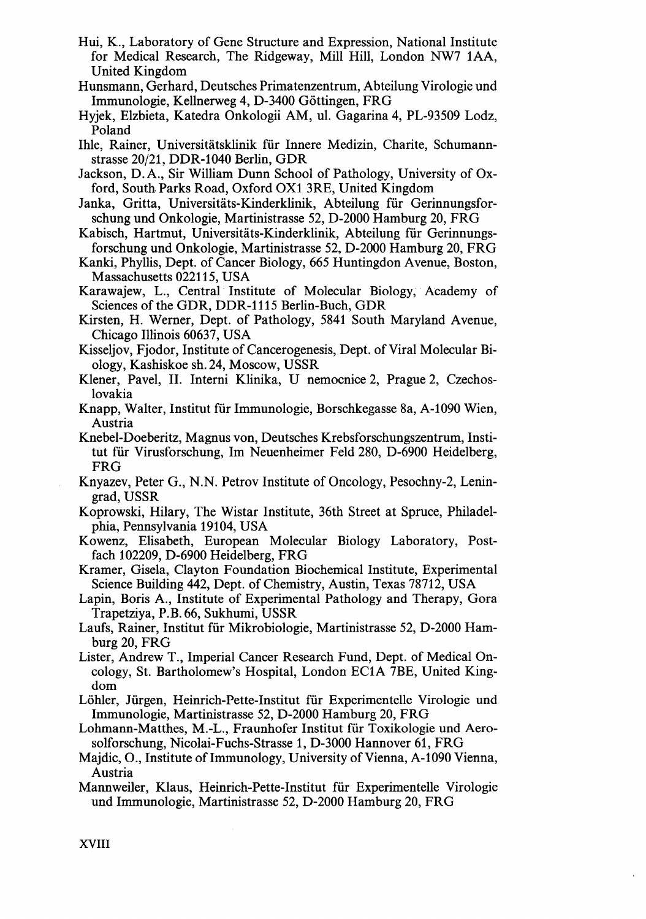Hui, K., Laboratory of Gene Structure and Expression, National Institute for Medical Research, The Ridgeway, Mill Hill, London NW7 1AA, United Kingdom

Hunsmann, Gerhard, Deutsches Primatenzentrum, Abteilung Virologie und Immunologie, Kellnerweg 4, D-3400 Göttingen, FRG

Hyjek, Elzbieta, Katedra Onkologii AM, ul. Gagarina 4, PL-93509 Lodz, Poland

Ihle, Rainer, Universitätsklinik für Innere Medizin, Charite, Schumannstrasse 20/21, DDR-1040 Berlin, GDR

Jackson, D. A., Sir William Dunn School of Pathology, University of Oxford, South Parks Road, Oxford OX1 3RE, United Kingdom

Janka, Gritta, Universitäts-Kinderklinik, Abteilung für Gerinnungsforschung und Onkologie, Martinistrasse 52, D-2000 Hamburg 20, FRG

Kabisch, Hartmut, Universitäts-Kinderklinik, Abteilung für Gerinnungsforschung und Onkologie, Martinistrasse 52, D-2000 Hamburg 20, FRG

Kanki, Phyllis, Dept. of Cancer Biology, 665 Huntingdon Avenue, Boston, Massachusetts 022115, USA

Karawajew, L., Central Institute of Molecular Biology, Academy of Sciences of the GDR, DDR-1115 Berlin-Buch, GDR

Kirsten, H. Werner, Dept. of Pathology, 5841 South Maryland Avenue, Chicago Illinois 60637, USA

Kisseljov, Fjodor, Institute of Cancerogenesis, Dept. of Viral Molecular Biology, Kashiskoe sh. 24, Moscow, USSR

Klener, Pavel, II. Interni Klinika, U nemocnice 2, Prague 2, Czechoslovakia

Knapp, Walter, Institut für Immunologie, Borschkegasse 8a, A-1090 Wien, Austria

Knebel-Doeberitz, Magnus von, Deutsches Krebsforschungszentrum, Institut für Virusforschung, Im Neuenheimer Feld 280, D-6900 Heidelberg, FRG

Knyazev, Peter G., N.N. Petrov Institute of Oncology, Pesochny-2, Leningrad, USSR

Koprowski, Hilary, The Wistar Institute, 36th Street at Spruce, Philadelphia, Pennsylvania 19104, USA

Kowenz, Elisabeth, European Molecular Biology Laboratory, Postfach 102209, D-6900 Heidelberg, FRG

Kramer, Gisela, Clayton Foundation Biochemical Institute, Experimental Science Building 442, Dept. of Chemistry, Austin, Texas 78712, USA

Lapin, Boris A., Institute of Experimental Pathology and Therapy, Gora Trapetziya, P.B. 66, Sukhumi, USSR

Laufs, Rainer, Institut für Mikrobiologie, Martinistrasse 52, D-2000 Hamburg 20, FRG

Lister, Andrew T., Imperial Cancer Research Fund, Dept. of Medical Oncology, St. Bartholomew's Hospital, London EC1A 7BE, United Kingdom

Löhler, Jürgen, Heinrich-Pette-Institut für Experimentelle Virologie und Immunologie, Martinistrasse 52, D-2000 Hamburg 20, FRG

Lohmann-Matthes, M.-L., Fraunhofer Institut für Toxikologie und Aerosolforschung, Nicolai-Fuchs-Strasse 1, D-3000 Hannover 61, FRG

Majdic, O., Institute of Immunology, University of Vienna, A-1090 Vienna, Austria

Mannweiler, Klaus, Heinrich-Pette-Institut für Experimentelle Virologie und Immunologie, Martinistrasse 52, D-2000 Hamburg 20, FRG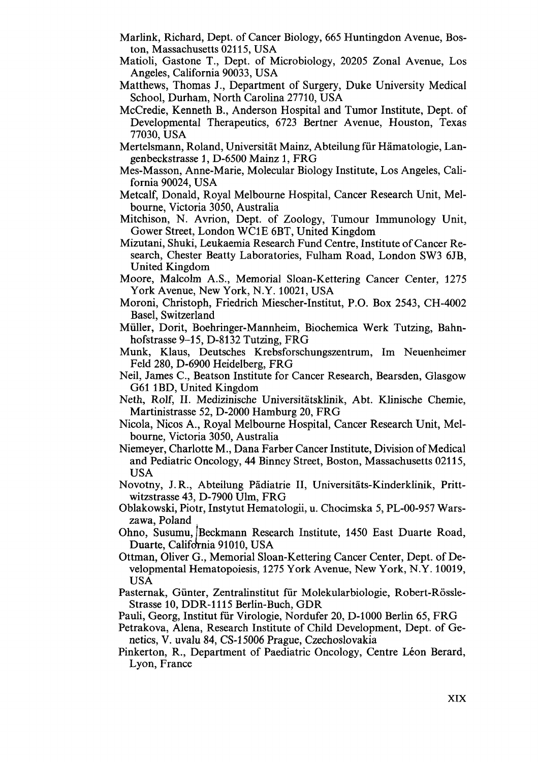Marlink, Richard, Dept. of Cancer Biology, 665 Huntingdon Avenue, Boston, Massachusetts 02115, USA

Matioli, Gastone T., Dept. of Microbiology, 20205 Zonal Avenue, Los Angeles, California 90033, USA

Matthews, Thomas J., Department of Surgery, Duke University Medical School, Durham, North Carolina 27710, USA

McCredie, Kenneth B., Anderson Hospital and Tumor Institute, Dept. of Developmental Therapeutics, 6723 Bertner Avenue, Houston, Texas 77030, USA

Mertelsmann, Roland, Universität Mainz, Abteilung für Hämatologie, Langenbeckstrasse 1, D-6500 Mainz 1, FRG

Mes-Masson, Anne-Marie, Molecular Biology Institute, Los Angeles, California 90024, USA

Metcalf, Donald, Royal Melbourne Hospital, Cancer Research Unit, Melbourne, Victoria 3050, Australia

Mitchison, N. Avrion, Dept. of Zoology, Tumour Immunology Unit, Gower Street, London WC1E 6BT, United Kingdom

Mizutani, Shuki, Leukaemia Research Fund Centre, Institute of Cancer Research, Chester Beatty Laboratories, Fulham Road, London SW3 6JB, United Kingdom

Moore, Malcolm A.S., Memorial Sloan-Kettering Cancer Center, 1275 York Avenue, New York, N.Y. 10021, USA

Moroni, Christoph, Friedrich Miescher-Institut, P.O. Box 2543, CH-4002 Basel, Switzerland

Müller, Dorit, Boehringer-Mannheim, Biochemica Werk Tutzing, Bahnhofstrasse 9–15, D-8132 Tutzing, FRG

Munk, Klaus, Deutsches Krebsforschungszentrum, Im Neuenheimer Feld 280, D-6900 Heidelberg, FRG

Neil, James C., Beatson Institute for Cancer Research, Bearsden, Glasgow G61 1BD, United Kingdom

Neth, Rolf, II. Medizinische Universitätsklinik, Abt. Klinische Chemie, Martinistrasse 52, D-2000 Hamburg 20, FRG

Nicola, Nicos A., Royal Melbourne Hospital, Cancer Research Unit, Melbourne, Victoria 3050, Australia

Niemeyer, Charlotte M., Dana Farber Cancer Institute, Division of Medical and Pediatric Oncology, 44 Binney Street, Boston, Massachusetts 02115, USA

Novotny, J.R., Abteilung Pädiatrie II, Universitäts-Kinderklinik, Prittwitzstrasse 43, D-7900 Ulm, FRG

Oblakowski, Piotr, Instytut Hematologii, u. Chocimska 5, PL-00-957 Warszawa, Poland

Ohno, Susumu, Beckmann Research Institute, 1450 East Duarte Road, Duarte, California 91010, USA

Ottman, Oliver G., Memorial Sloan-Kettering Cancer Center, Dept. of Developmental Hematopoiesis, 1275 York Avenue, New York, N.Y. 10019, USA

Pasternak, Günter, Zentralinstitut für Molekularbiologie, Robert-Rössle-Strasse 10, DDR-1115 Berlin-Buch, GDR

Pauli, Georg, Institut für Virologie, Nordufer 20, D-1000 Berlin 65, FRG

Petrakova, Alena, Research Institute of Child Development, Dept. of Genetics, V. uvalu 84, CS-15006 Prague, Czechoslovakia

Pinkerton, R., Department of Paediatric Oncology, Centre Léon Berard, Lyon, France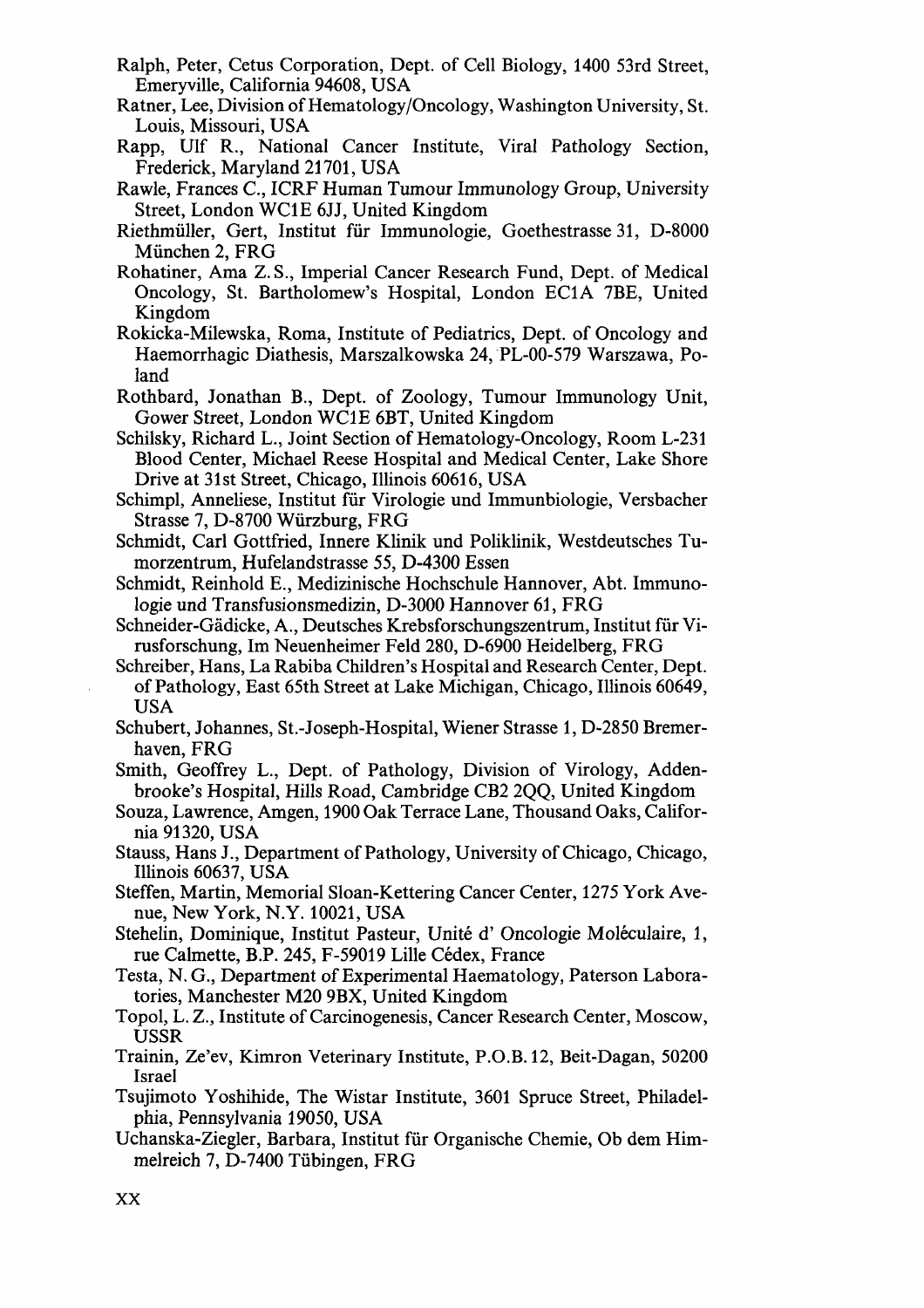Ralph, Peter, Cetus Corporation, Dept. of Cell Biology, 1400 53rd Street, Emeryville, California 94608, USA

Ratner, Lee, Division of Hematology/Oncology, Washington University, St. Louis, Missouri, USA

Rapp, Ulf R., National Cancer Institute, Viral Pathology Section, Frederick, Maryland 21701, USA

Rawle, Frances C., ICRF Human Tumour Immunology Group, University Street, London WC1E 6JJ, United Kingdom

Riethmüller, Gert, Institut für Immunologie, Goethestrasse 31, D-8000 München 2, FRG

Rohatiner, Ama Z. S., Imperial Cancer Research Fund, Dept. of Medical Oncology, St. Bartholomew's Hospital, London EC1A 7BE, United Kingdom

Rokicka-Milewska, Roma, Institute of Pediatrics, Dept. of Oncology and Haemorrhagic Diathesis, Marszalkowska 24, PL-00-579 Warszawa, Poland

Rothbard, Jonathan B., Dept. of Zoology, Tumour Immunology Unit, Gower Street, London WC1E 6BT, United Kingdom

Schilsky, Richard L., Joint Section of Hematology-Oncology, Room L-231 Blood Center, Michael Reese Hospital and Medical Center, Lake Shore Drive at 31st Street, Chicago, Illinois 60616, USA

Schimpl, Anneliese, Institut für Virologie und Immunbiologie, Versbacher Strasse 7, D-8700 Würzburg, FRG

Schmidt, Carl Gottfried, Innere Klinik und Poliklinik, Westdeutsches Tumorzentrum, Hufelandstrasse 55, D-4300 Essen

Schmidt, Reinhold E., Medizinische Hochschule Hannover, Abt. Immunologie und Transfusionsmedizin, D-3000 Hannover 61, FRG

Schneider-Gädicke, A., Deutsches Krebsforschungszentrum, Institut für Virusforschung, Im Neuenheimer Feld 280, D-6900 Heidelberg, FRG

Schreiber, Hans, La Rabiba Children's Hospital and Research Center, Dept. of Pathology, East 65th Street at Lake Michigan, Chicago, Illinois 60649, USA

Schubert, Johannes, St.-Joseph-Hospital, Wiener Strasse 1, D-2850 Bremerhaven, FRG

Smith, Geoffrey L., Dept. of Pathology, Division of Virology, Addenbrooke's Hospital, Hills Road, Cambridge CB2 2QQ, United Kingdom

Souza, Lawrence, Amgen, 1900 Oak Terrace Lane, Thousand Oaks, California 91320, USA

Stauss, Hans J., Department of Pathology, University of Chicago, Chicago, Illinois 60637, USA

Steffen, Martin, Memorial Sloan-Kettering Cancer Center, 1275 York Avenue, New York, N.Y. 10021, USA

Stehelin, Dominique, Institut Pasteur, Unité d' Oncologie Moléculaire, 1, rue Calmette, B.P. 245, F-59019 Lille Cédex, France

Testa, N. G., Department of Experimental Haematology, Paterson Laboratories, Manchester M20 9BX, United Kingdom

Topol, L. Z., Institute of Carcinogenesis, Cancer Research Center, Moscow, USSR

Trainin, Ze'ev, Kimron Veterinary Institute, P.O.B. 12, Beit-Dagan, 50200 Israel

Tsujimoto Yoshihide, The Wistar Institute, 3601 Spruce Street, Philadelphia, Pennsylvania 19050, USA

Uchanska-Ziegler, Barbara, Institut für Organische Chemie, Ob dem Himmelreich 7, D-7400 Tübingen, FRG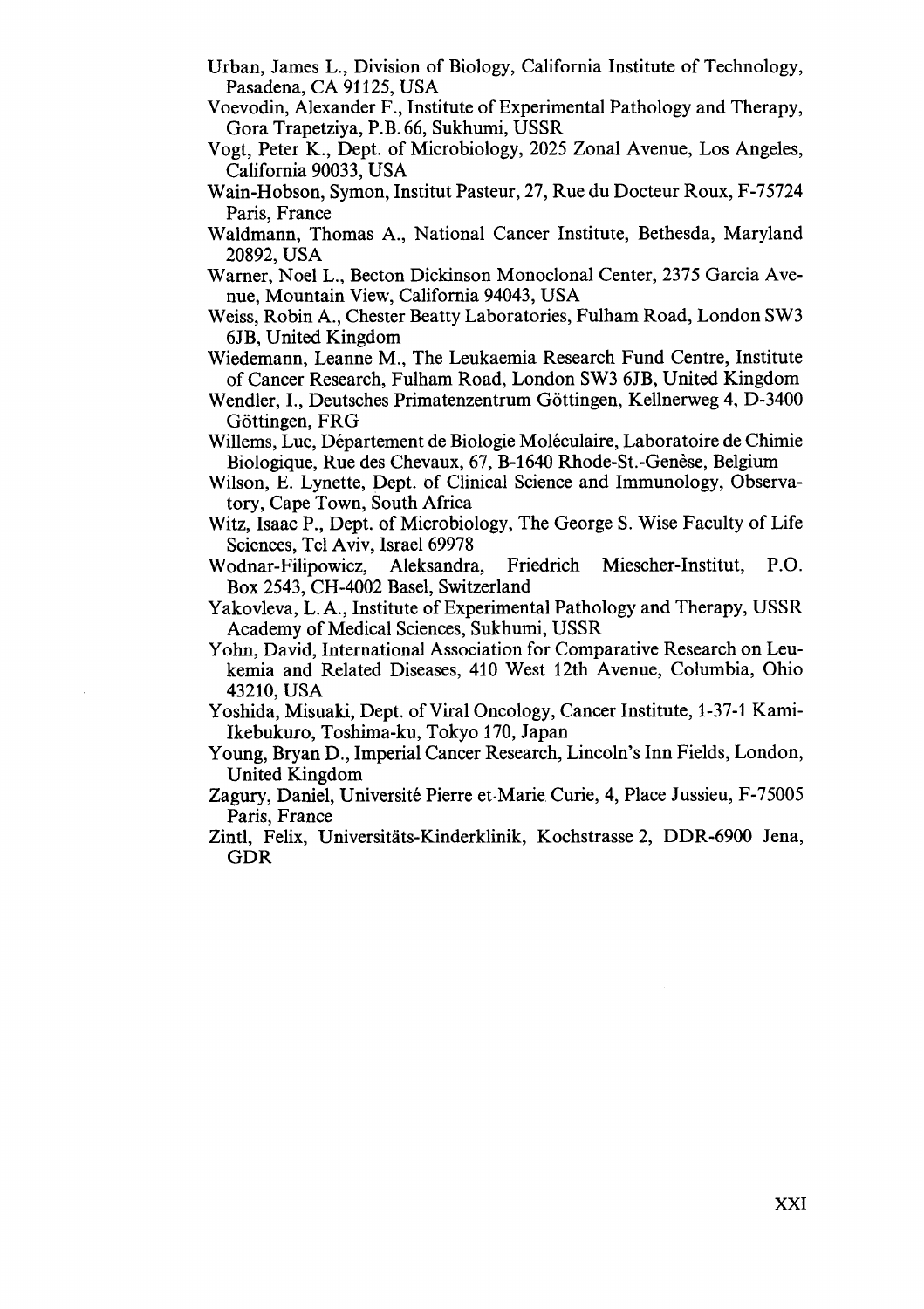Urban, James L., Division of Biology, California Institute of Technology, Pasadena, CA 91125, USA

Voevodin, Alexander F., Institute of Experimental Pathology and Therapy, Gora Trapetziya, P.B. 66, Sukhumi, USSR

Vogt, Peter K., Dept. of Microbiology, 2025 Zonal Avenue, Los Angeles, California 90033, USA

Wain-Hobson, Symon, Institut Pasteur, 27, Rue du Docteur Roux, F-75724 Paris, France

Waldmann, Thomas A., National Cancer Institute, Bethesda, Maryland 20892, USA

Warner, Noel L., Becton Dickinson Monoclonal Center, 2375 Garcia Avenue, Mountain View, California 94043, USA

Weiss, Robin A., Chester Beatty Laboratories, Fulham Road, London SW3 6JB, United Kingdom

Wiedemann, Leanne M., The Leukaemia Research Fund Centre, Institute of Cancer Research, Fulham Road, London SW3 6JB, United Kingdom

Wendler, I., Deutsches Primatenzentrum Göttingen, Kellnerweg 4, D-3400 Göttingen, FRG

Willems, Luc, Département de Biologie Moléculaire, Laboratoire de Chimie Biologique, Rue des Chevaux, 67, B-1640 Rhode-St.-Genèse, Belgium

Wilson, E. Lynette, Dept. of Clinical Science and Immunology, Observatory, Cape Town, South Africa

Witz, Isaac P., Dept. of Microbiology, The George S. Wise Faculty of Life Sciences, Tel Aviv, Israel 69978

Wodnar-Filipowicz, Aleksandra, Friedrich Miescher-Institut, P.O. Box 2543, CH-4002 Basel, Switzerland

Yakovleva, L. A., Institute of Experimental Pathology and Therapy, USSR Academy of Medical Sciences, Sukhumi, USSR

Yohn, David, International Association for Comparative Research on Leukemia and Related Diseases, 410 West 12th Avenue, Columbia, Ohio 43210, USA

Yoshida, Misuaki, Dept. of Viral Oncology, Cancer Institute, 1-37-1 Kami-Ikebukuro, Toshima-ku, Tokyo 170, Japan

Young, Bryan D., Imperial Cancer Research, Lincoln's Inn Fields, London, United Kingdom

Zagury, Daniel, Université Pierre et Marie Curie, 4, Place Jussieu, F-75005 Paris, France

Zintl, Felix, Universitäts-Kinderklinik, Kochstrasse 2, DDR-6900 Jena, GDR